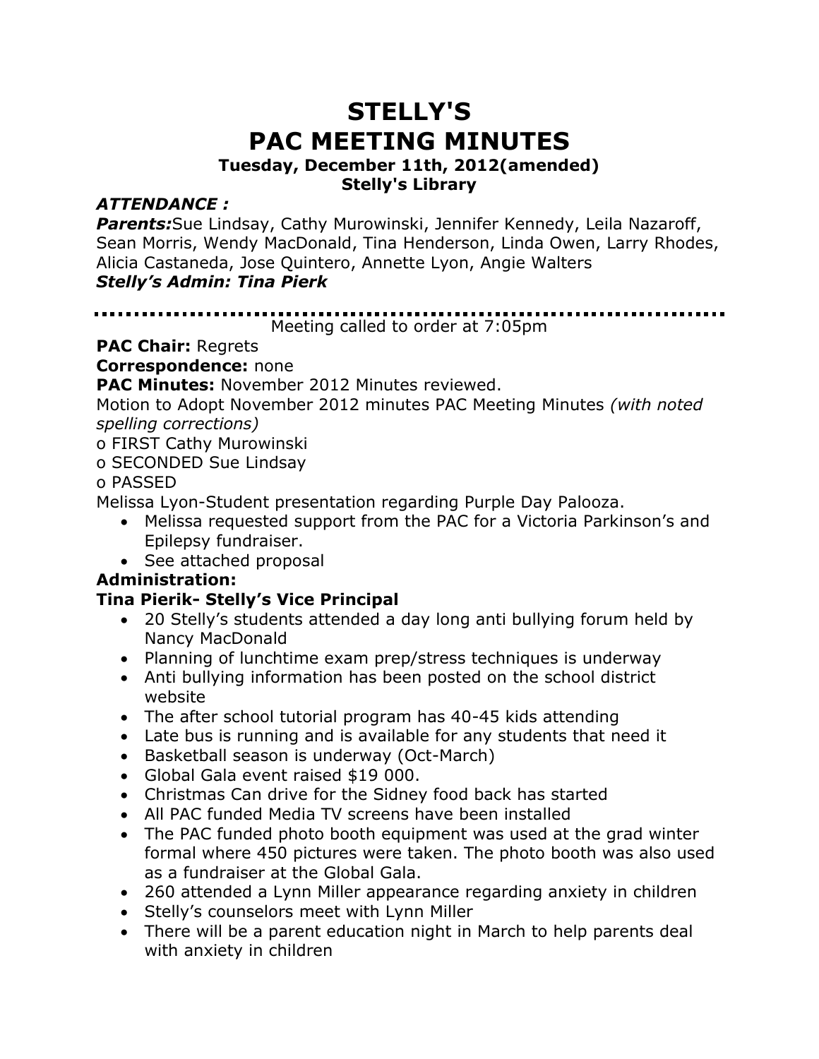# STELLY'S
# PAC MEETING MINUTES

### Tuesday, December 11th, 2012(amended)
### Stelly's Library

***ATTENDANCE :***

***Parents:***Sue Lindsay, Cathy Murowinski, Jennifer Kennedy, Leila Nazaroff, Sean Morris, Wendy MacDonald, Tina Henderson, Linda Owen, Larry Rhodes, Alicia Castaneda, Jose Quintero, Annette Lyon, Angie Walters

***Stelly's Admin: Tina Pierk***

---

Meeting called to order at 7:05pm

**PAC Chair:** Regrets

**Correspondence:** none

**PAC Minutes:** November 2012 Minutes reviewed.

Motion to Adopt November 2012 minutes PAC Meeting Minutes *(with noted spelling corrections)*

o FIRST Cathy Murowinski

o SECONDED Sue Lindsay

o PASSED

Melissa Lyon-Student presentation regarding Purple Day Palooza.

- Melissa requested support from the PAC for a Victoria Parkinson's and Epilepsy fundraiser.
- See attached proposal

**Administration:**

**Tina Pierik- Stelly's Vice Principal**

- 20 Stelly's students attended a day long anti bullying forum held by Nancy MacDonald
- Planning of lunchtime exam prep/stress techniques is underway
- Anti bullying information has been posted on the school district website
- The after school tutorial program has 40-45 kids attending
- Late bus is running and is available for any students that need it
- Basketball season is underway (Oct-March)
- Global Gala event raised $19 000.
- Christmas Can drive for the Sidney food back has started
- All PAC funded Media TV screens have been installed
- The PAC funded photo booth equipment was used at the grad winter formal where 450 pictures were taken. The photo booth was also used as a fundraiser at the Global Gala.
- 260 attended a Lynn Miller appearance regarding anxiety in children
- Stelly's counselors meet with Lynn Miller
- There will be a parent education night in March to help parents deal with anxiety in children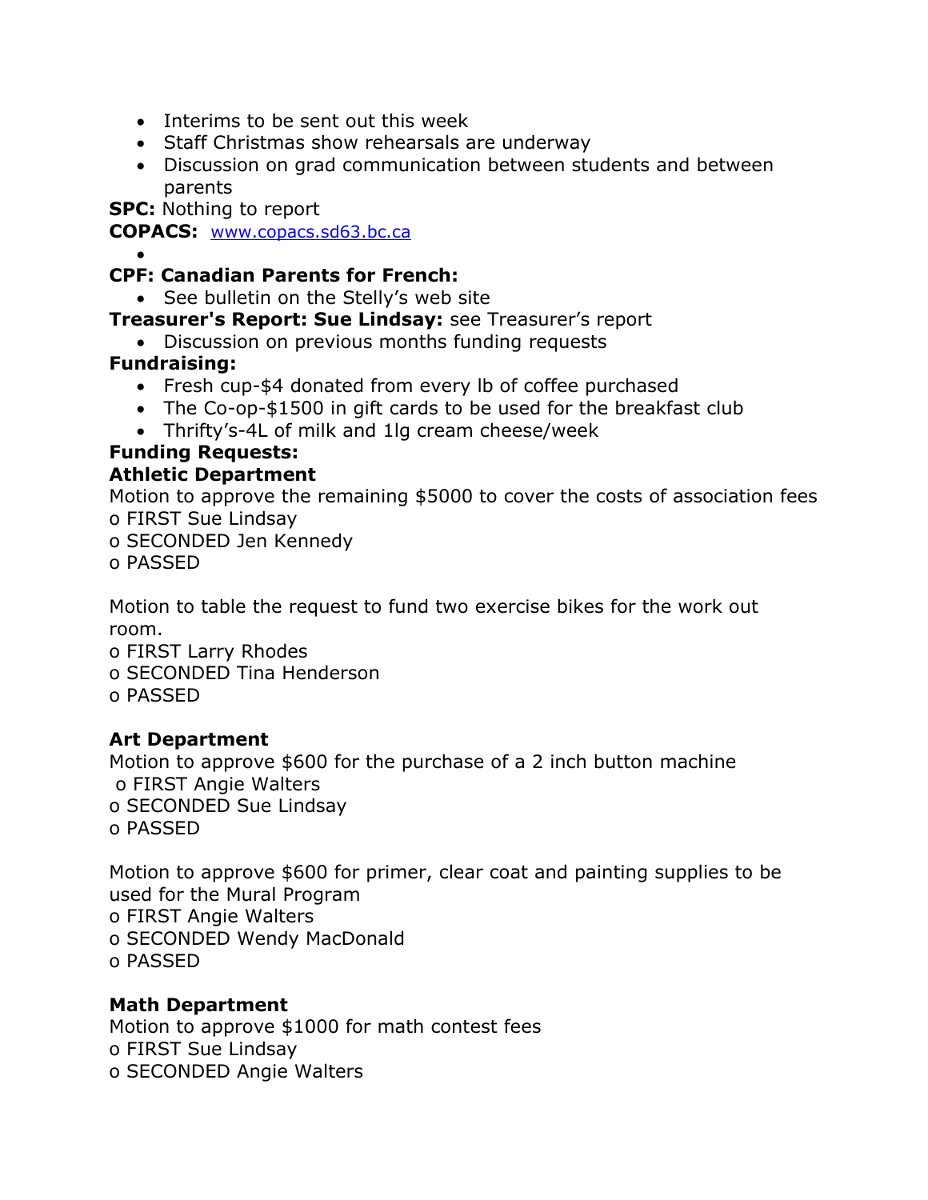- Interims to be sent out this week
- Staff Christmas show rehearsals are underway
- Discussion on grad communication between students and between parents

**SPC:** Nothing to report

**COPACS:** [www.copacs.sd63.bc.ca](http://www.copacs.sd63.bc.ca)

- 

**CPF: Canadian Parents for French:**

- See bulletin on the Stelly's web site

**Treasurer's Report: Sue Lindsay:** see Treasurer's report

- Discussion on previous months funding requests

**Fundraising:**

- Fresh cup-$4 donated from every lb of coffee purchased
- The Co-op-$1500 in gift cards to be used for the breakfast club
- Thrifty's-4L of milk and 1lg cream cheese/week

**Funding Requests:**

**Athletic Department**

Motion to approve the remaining $5000 to cover the costs of association fees
o FIRST Sue Lindsay
o SECONDED Jen Kennedy
o PASSED

Motion to table the request to fund two exercise bikes for the work out room.
o FIRST Larry Rhodes
o SECONDED Tina Henderson
o PASSED

**Art Department**

Motion to approve $600 for the purchase of a 2 inch button machine
o FIRST Angie Walters
o SECONDED Sue Lindsay
o PASSED

Motion to approve $600 for primer, clear coat and painting supplies to be used for the Mural Program
o FIRST Angie Walters
o SECONDED Wendy MacDonald
o PASSED

**Math Department**

Motion to approve $1000 for math contest fees
o FIRST Sue Lindsay
o SECONDED Angie Walters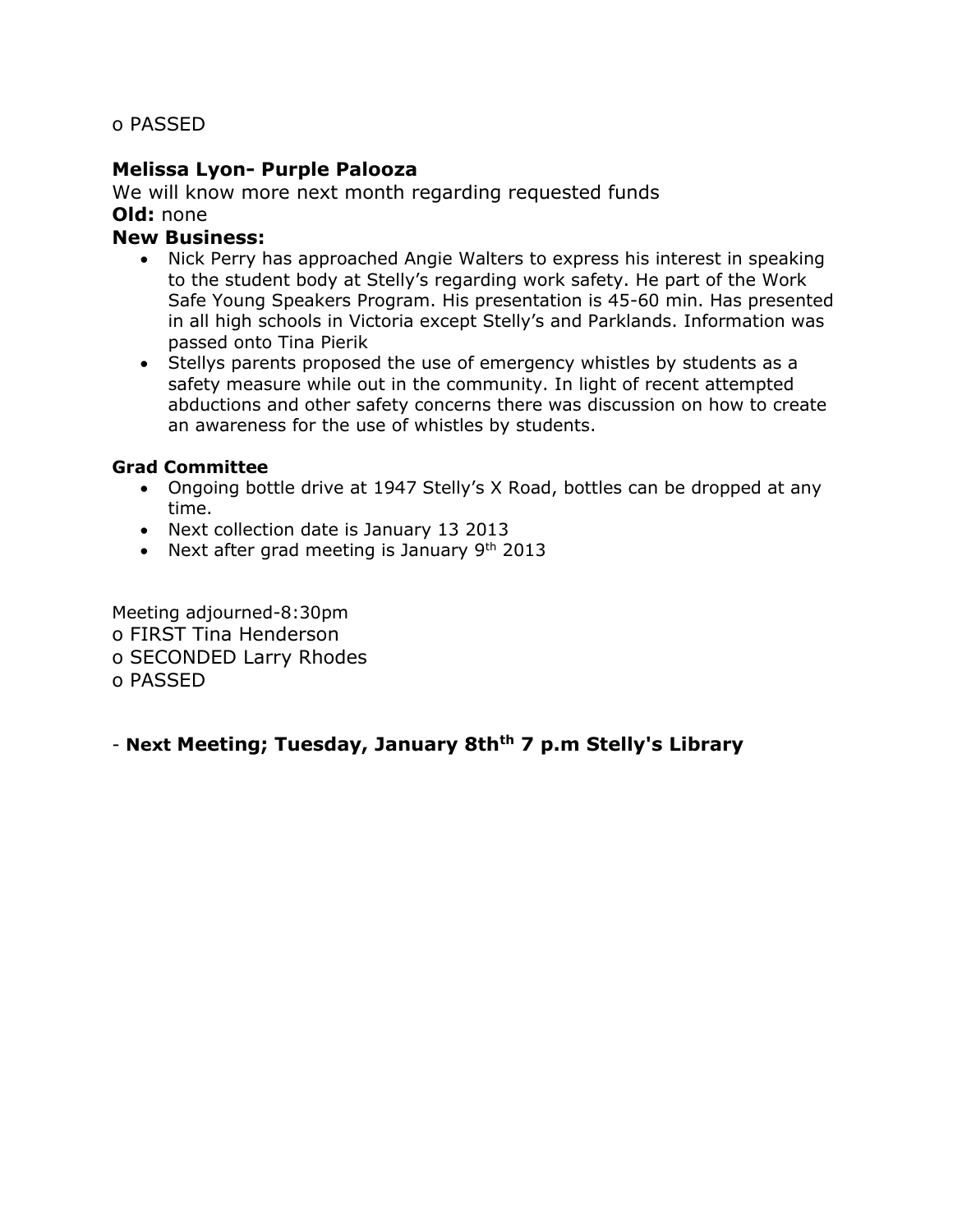o PASSED

**Melissa Lyon- Purple Palooza**

We will know more next month regarding requested funds

**Old:** none

**New Business:**

- Nick Perry has approached Angie Walters to express his interest in speaking to the student body at Stelly's regarding work safety. He part of the Work Safe Young Speakers Program. His presentation is 45-60 min. Has presented in all high schools in Victoria except Stelly's and Parklands. Information was passed onto Tina Pierik
- Stellys parents proposed the use of emergency whistles by students as a safety measure while out in the community. In light of recent attempted abductions and other safety concerns there was discussion on how to create an awareness for the use of whistles by students.

**Grad Committee**

- Ongoing bottle drive at 1947 Stelly's X Road, bottles can be dropped at any time.
- Next collection date is January 13 2013
- Next after grad meeting is January 9th 2013

Meeting adjourned-8:30pm

o FIRST Tina Henderson

o SECONDED Larry Rhodes

o PASSED

- **Next Meeting; Tuesday, January 8thth 7 p.m Stelly's Library**